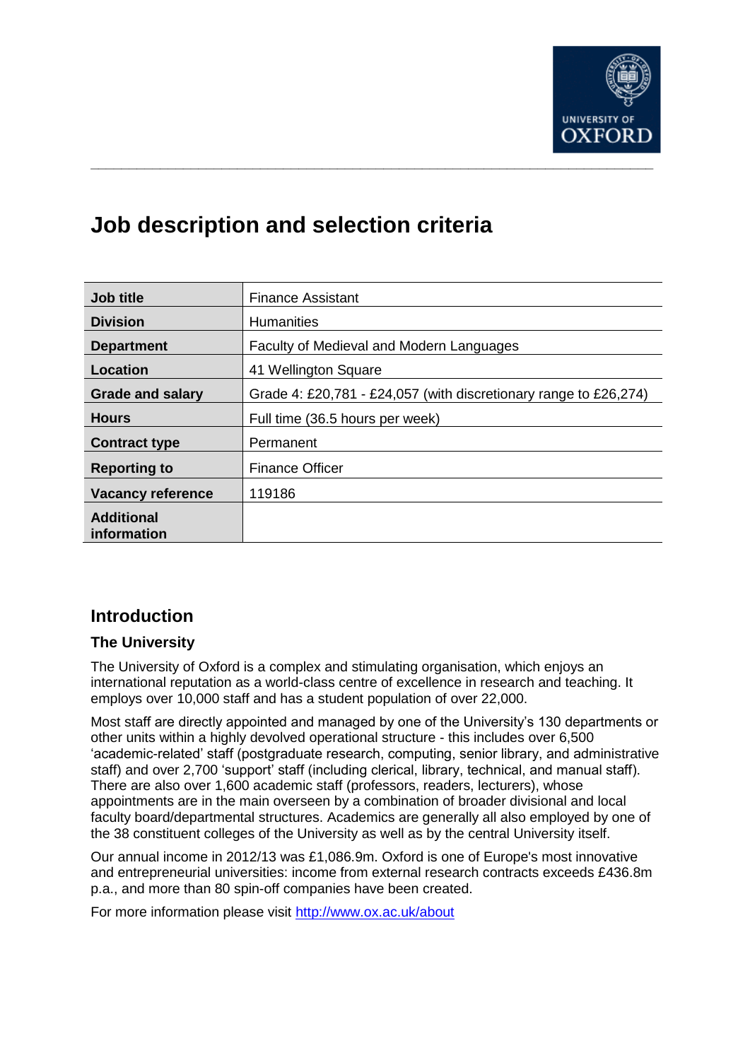# Job description and selection criteria

| Job title | Finance Assistant |
|---|---|
| Division | Humanities |
| Department | Faculty of Medieval and Modern Languages |
| Location | 41 Wellington Square |
| Grade and salary | Grade 4: £20,781 - £24,057 (with discretionary range to £26,274) |
| Hours | Full time (36.5 hours per week) |
| Contract type | Permanent |
| Reporting to | Finance Officer |
| Vacancy reference | 119186 |
| Additional information | |

## Introduction

### The University

The University of Oxford is a complex and stimulating organisation, which enjoys an international reputation as a world-class centre of excellence in research and teaching. It employs over 10,000 staff and has a student population of over 22,000.

Most staff are directly appointed and managed by one of the University's 130 departments or other units within a highly devolved operational structure - this includes over 6,500 'academic-related' staff (postgraduate research, computing, senior library, and administrative staff) and over 2,700 'support' staff (including clerical, library, technical, and manual staff). There are also over 1,600 academic staff (professors, readers, lecturers), whose appointments are in the main overseen by a combination of broader divisional and local faculty board/departmental structures. Academics are generally all also employed by one of the 38 constituent colleges of the University as well as by the central University itself.

Our annual income in 2012/13 was £1,086.9m. Oxford is one of Europe's most innovative and entrepreneurial universities: income from external research contracts exceeds £436.8m p.a., and more than 80 spin-off companies have been created.

For more information please visit http://www.ox.ac.uk/about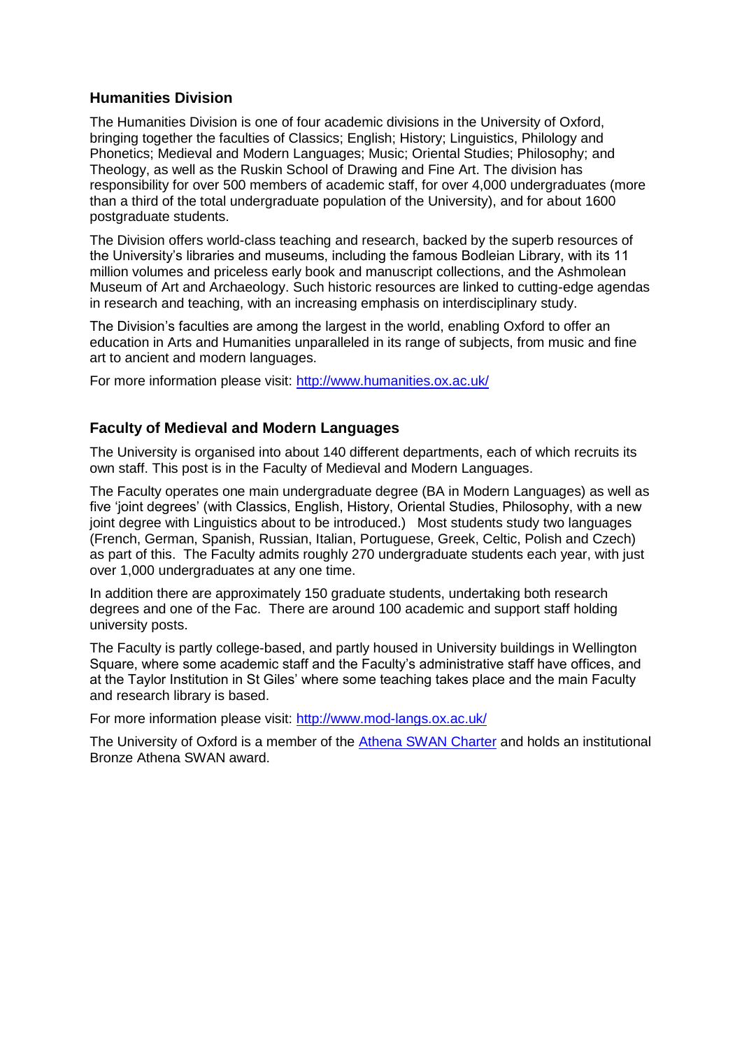## Humanities Division

The Humanities Division is one of four academic divisions in the University of Oxford, bringing together the faculties of Classics; English; History; Linguistics, Philology and Phonetics; Medieval and Modern Languages; Music; Oriental Studies; Philosophy; and Theology, as well as the Ruskin School of Drawing and Fine Art. The division has responsibility for over 500 members of academic staff, for over 4,000 undergraduates (more than a third of the total undergraduate population of the University), and for about 1600 postgraduate students.

The Division offers world-class teaching and research, backed by the superb resources of the University's libraries and museums, including the famous Bodleian Library, with its 11 million volumes and priceless early book and manuscript collections, and the Ashmolean Museum of Art and Archaeology. Such historic resources are linked to cutting-edge agendas in research and teaching, with an increasing emphasis on interdisciplinary study.

The Division's faculties are among the largest in the world, enabling Oxford to offer an education in Arts and Humanities unparalleled in its range of subjects, from music and fine art to ancient and modern languages.

For more information please visit: [http://www.humanities.ox.ac.uk/](http://www.humanities.ox.ac.uk/)

## Faculty of Medieval and Modern Languages

The University is organised into about 140 different departments, each of which recruits its own staff. This post is in the Faculty of Medieval and Modern Languages.

The Faculty operates one main undergraduate degree (BA in Modern Languages) as well as five 'joint degrees' (with Classics, English, History, Oriental Studies, Philosophy, with a new joint degree with Linguistics about to be introduced.) Most students study two languages (French, German, Spanish, Russian, Italian, Portuguese, Greek, Celtic, Polish and Czech) as part of this. The Faculty admits roughly 270 undergraduate students each year, with just over 1,000 undergraduates at any one time.

In addition there are approximately 150 graduate students, undertaking both research degrees and one of the Fac. There are around 100 academic and support staff holding university posts.

The Faculty is partly college-based, and partly housed in University buildings in Wellington Square, where some academic staff and the Faculty's administrative staff have offices, and at the Taylor Institution in St Giles' where some teaching takes place and the main Faculty and research library is based.

For more information please visit: [http://www.mod-langs.ox.ac.uk/](http://www.mod-langs.ox.ac.uk/)

The University of Oxford is a member of the [Athena SWAN Charter]() and holds an institutional Bronze Athena SWAN award.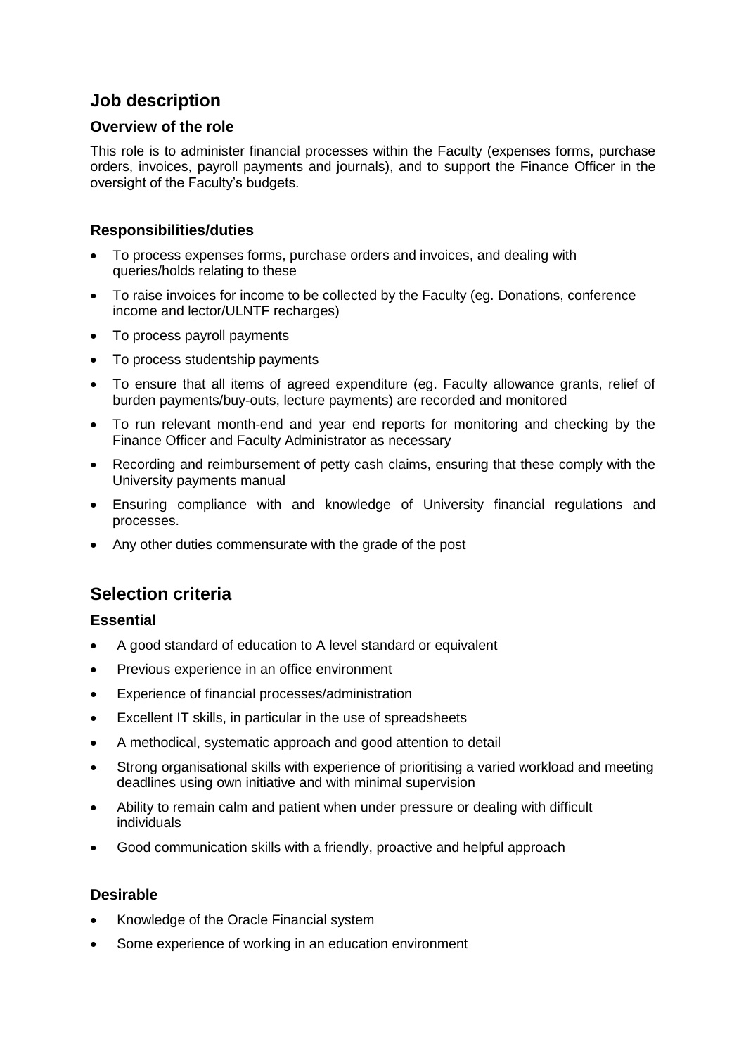## Job description

### Overview of the role

This role is to administer financial processes within the Faculty (expenses forms, purchase orders, invoices, payroll payments and journals), and to support the Finance Officer in the oversight of the Faculty's budgets.

### Responsibilities/duties

- To process expenses forms, purchase orders and invoices, and dealing with queries/holds relating to these
- To raise invoices for income to be collected by the Faculty (eg. Donations, conference income and lector/ULNTF recharges)
- To process payroll payments
- To process studentship payments
- To ensure that all items of agreed expenditure (eg. Faculty allowance grants, relief of burden payments/buy-outs, lecture payments) are recorded and monitored
- To run relevant month-end and year end reports for monitoring and checking by the Finance Officer and Faculty Administrator as necessary
- Recording and reimbursement of petty cash claims, ensuring that these comply with the University payments manual
- Ensuring compliance with and knowledge of University financial regulations and processes.
- Any other duties commensurate with the grade of the post

## Selection criteria

### Essential

- A good standard of education to A level standard or equivalent
- Previous experience in an office environment
- Experience of financial processes/administration
- Excellent IT skills, in particular in the use of spreadsheets
- A methodical, systematic approach and good attention to detail
- Strong organisational skills with experience of prioritising a varied workload and meeting deadlines using own initiative and with minimal supervision
- Ability to remain calm and patient when under pressure or dealing with difficult individuals
- Good communication skills with a friendly, proactive and helpful approach

### Desirable

- Knowledge of the Oracle Financial system
- Some experience of working in an education environment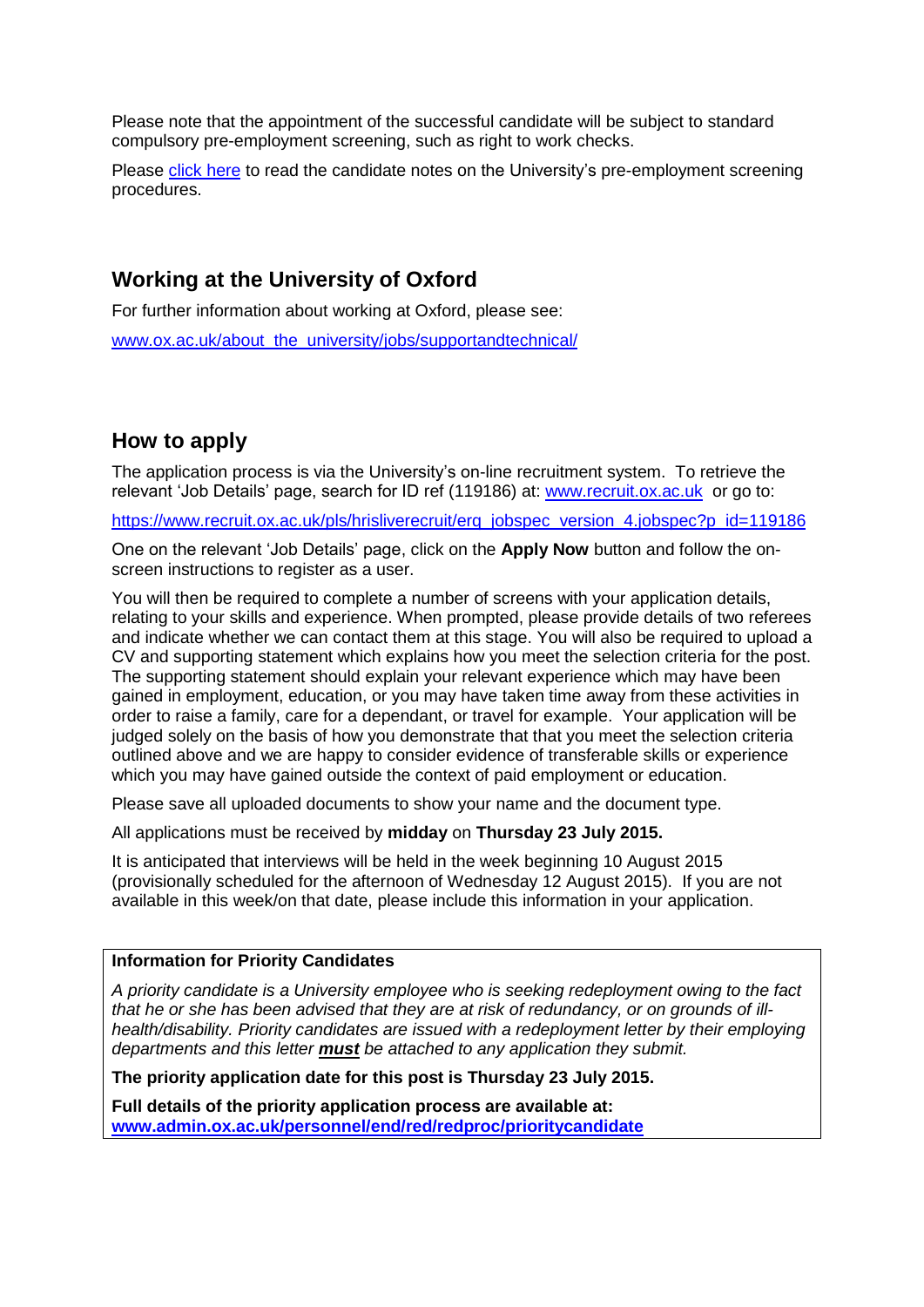Please note that the appointment of the successful candidate will be subject to standard compulsory pre-employment screening, such as right to work checks.

Please click here to read the candidate notes on the University's pre-employment screening procedures.

## Working at the University of Oxford

For further information about working at Oxford, please see:

www.ox.ac.uk/about_the_university/jobs/supportandtechnical/

## How to apply

The application process is via the University's on-line recruitment system. To retrieve the relevant 'Job Details' page, search for ID ref (119186) at: www.recruit.ox.ac.uk or go to:

https://www.recruit.ox.ac.uk/pls/hrisliverecruit/erq_jobspec_version_4.jobspec?p_id=119186

One on the relevant 'Job Details' page, click on the **Apply Now** button and follow the on-screen instructions to register as a user.

You will then be required to complete a number of screens with your application details, relating to your skills and experience. When prompted, please provide details of two referees and indicate whether we can contact them at this stage. You will also be required to upload a CV and supporting statement which explains how you meet the selection criteria for the post. The supporting statement should explain your relevant experience which may have been gained in employment, education, or you may have taken time away from these activities in order to raise a family, care for a dependant, or travel for example. Your application will be judged solely on the basis of how you demonstrate that that you meet the selection criteria outlined above and we are happy to consider evidence of transferable skills or experience which you may have gained outside the context of paid employment or education.

Please save all uploaded documents to show your name and the document type.

All applications must be received by **midday** on **Thursday 23 July 2015.**

It is anticipated that interviews will be held in the week beginning 10 August 2015 (provisionally scheduled for the afternoon of Wednesday 12 August 2015). If you are not available in this week/on that date, please include this information in your application.

**Information for Priority Candidates**

*A priority candidate is a University employee who is seeking redeployment owing to the fact that he or she has been advised that they are at risk of redundancy, or on grounds of ill-health/disability. Priority candidates are issued with a redeployment letter by their employing departments and this letter **must** be attached to any application they submit.*

**The priority application date for this post is Thursday 23 July 2015.**

**Full details of the priority application process are available at:**
**www.admin.ox.ac.uk/personnel/end/red/redproc/prioritycandidate**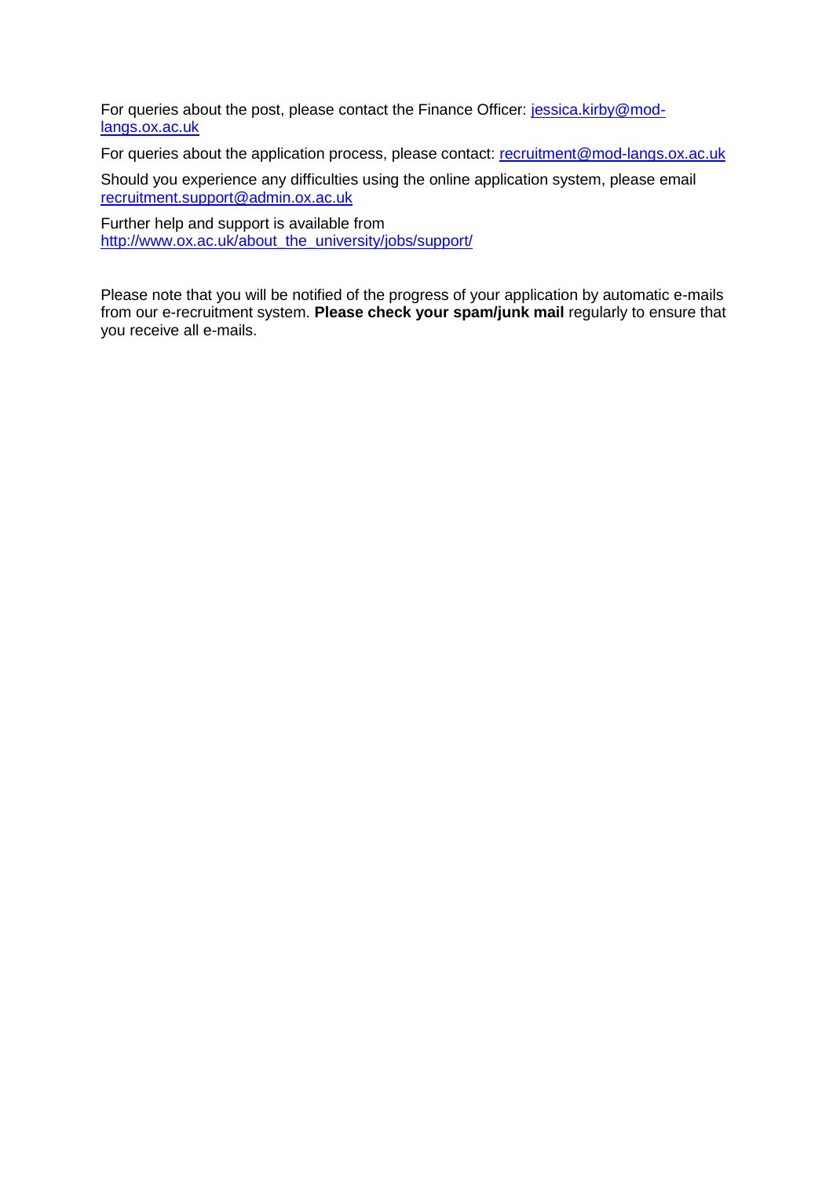For queries about the post, please contact the Finance Officer: jessica.kirby@mod-langs.ox.ac.uk

For queries about the application process, please contact: recruitment@mod-langs.ox.ac.uk

Should you experience any difficulties using the online application system, please email recruitment.support@admin.ox.ac.uk

Further help and support is available from http://www.ox.ac.uk/about_the_university/jobs/support/

Please note that you will be notified of the progress of your application by automatic e-mails from our e-recruitment system. **Please check your spam/junk mail** regularly to ensure that you receive all e-mails.